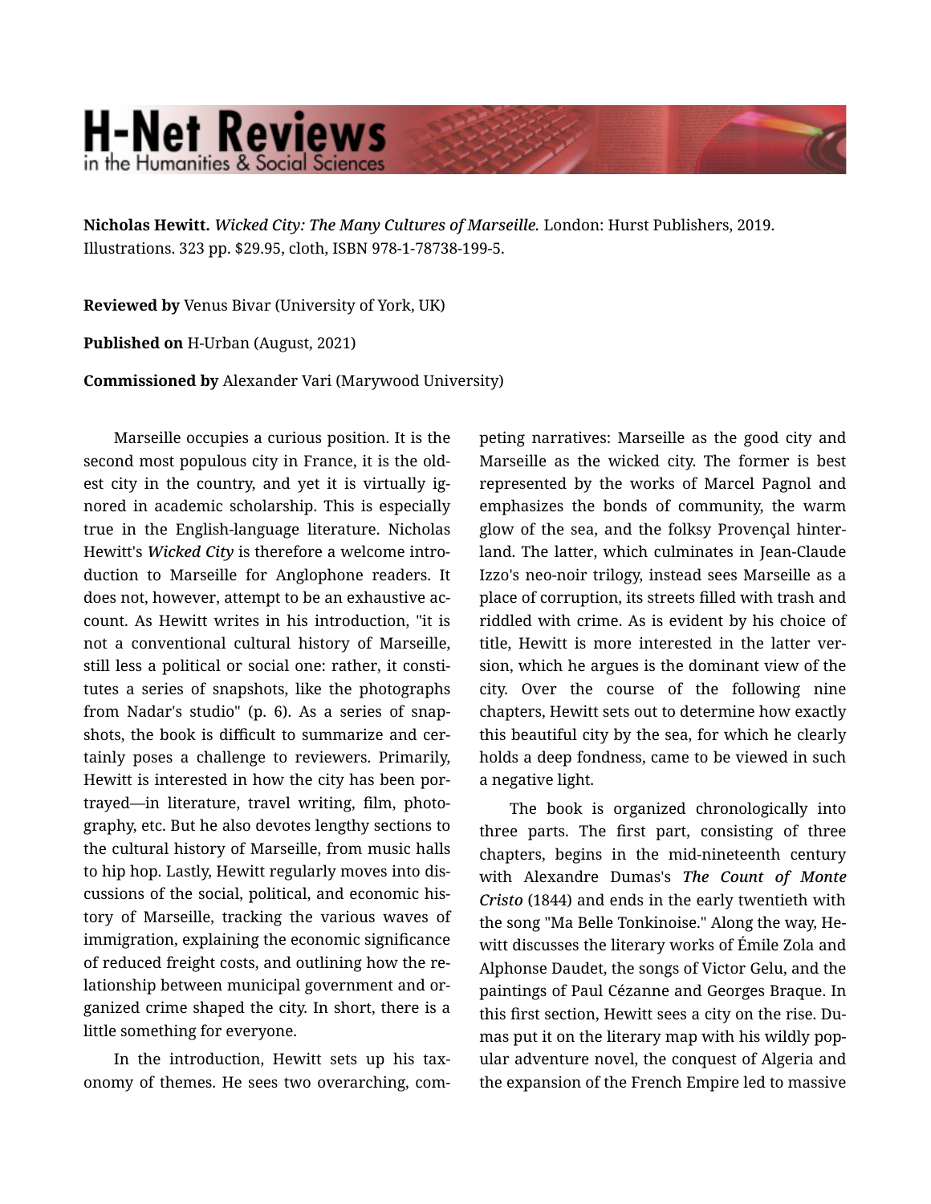**Nicholas Hewitt.** *Wicked City: The Many Cultures of Marseille.* London: Hurst Publishers, 2019. Illustrations. 323 pp. $29.95, cloth, ISBN 978-1-78738-199-5.

**Reviewed by** Venus Bivar (University of York, UK)

**Published on** H-Urban (August, 2021)

**Commissioned by** Alexander Vari (Marywood University)

Marseille occupies a curious position. It is the second most populous city in France, it is the oldest city in the country, and yet it is virtually ignored in academic scholarship. This is especially true in the English-language literature. Nicholas Hewitt's *Wicked City* is therefore a welcome introduction to Marseille for Anglophone readers. It does not, however, attempt to be an exhaustive account. As Hewitt writes in his introduction, "it is not a conventional cultural history of Marseille, still less a political or social one: rather, it constitutes a series of snapshots, like the photographs from Nadar's studio" (p. 6). As a series of snapshots, the book is difficult to summarize and certainly poses a challenge to reviewers. Primarily, Hewitt is interested in how the city has been portrayed—in literature, travel writing, film, photography, etc. But he also devotes lengthy sections to the cultural history of Marseille, from music halls to hip hop. Lastly, Hewitt regularly moves into discussions of the social, political, and economic history of Marseille, tracking the various waves of immigration, explaining the economic significance of reduced freight costs, and outlining how the relationship between municipal government and organized crime shaped the city. In short, there is a little something for everyone.

In the introduction, Hewitt sets up his taxonomy of themes. He sees two overarching, competing narratives: Marseille as the good city and Marseille as the wicked city. The former is best represented by the works of Marcel Pagnol and emphasizes the bonds of community, the warm glow of the sea, and the folksy Provençal hinterland. The latter, which culminates in Jean-Claude Izzo's neo-noir trilogy, instead sees Marseille as a place of corruption, its streets filled with trash and riddled with crime. As is evident by his choice of title, Hewitt is more interested in the latter version, which he argues is the dominant view of the city. Over the course of the following nine chapters, Hewitt sets out to determine how exactly this beautiful city by the sea, for which he clearly holds a deep fondness, came to be viewed in such a negative light.

The book is organized chronologically into three parts. The first part, consisting of three chapters, begins in the mid-nineteenth century with Alexandre Dumas's ***The Count of Monte Cristo*** (1844) and ends in the early twentieth with the song "Ma Belle Tonkinoise." Along the way, Hewitt discusses the literary works of Émile Zola and Alphonse Daudet, the songs of Victor Gelu, and the paintings of Paul Cézanne and Georges Braque. In this first section, Hewitt sees a city on the rise. Dumas put it on the literary map with his wildly popular adventure novel, the conquest of Algeria and the expansion of the French Empire led to massive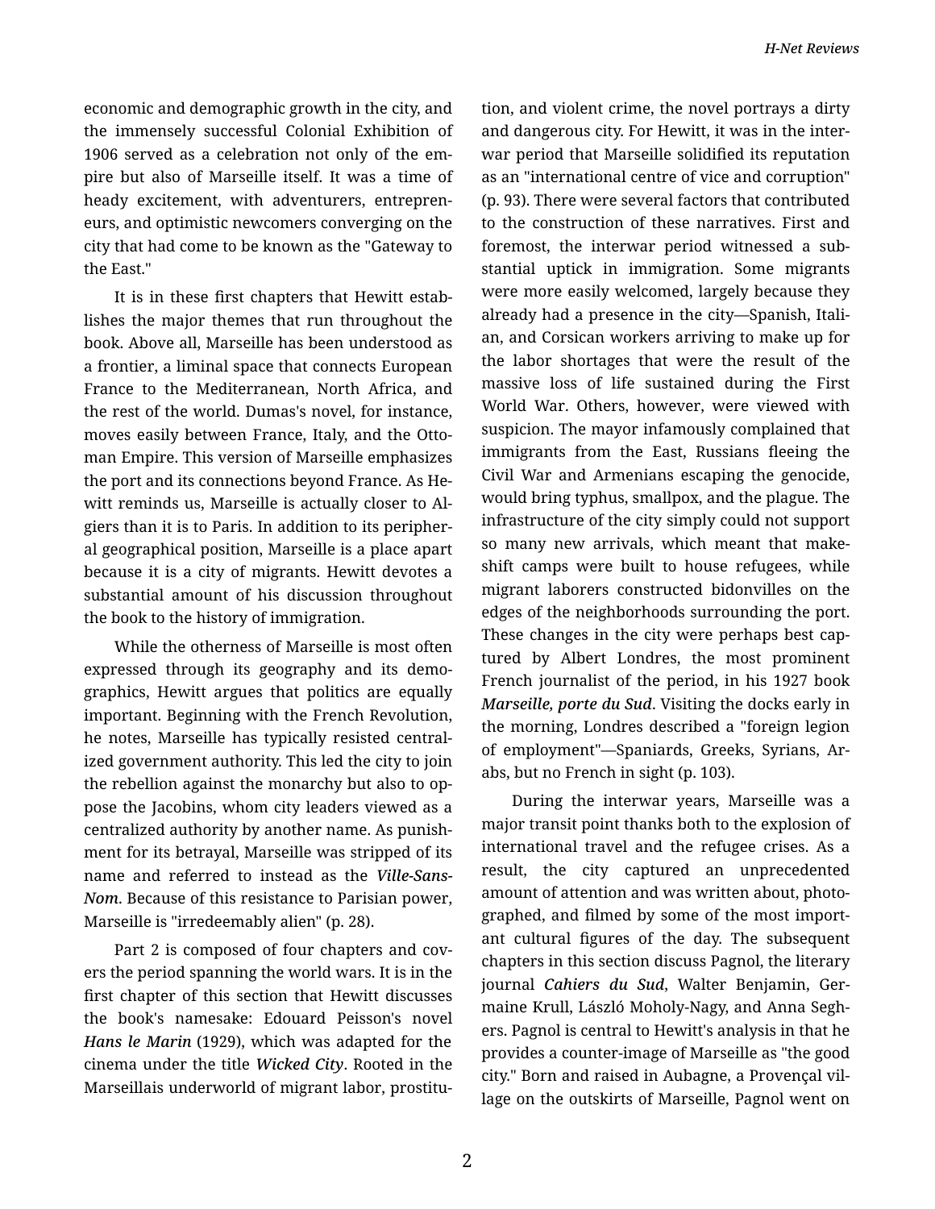economic and demographic growth in the city, and the immensely successful Colonial Exhibition of 1906 served as a celebration not only of the empire but also of Marseille itself. It was a time of heady excitement, with adventurers, entrepreneurs, and optimistic newcomers converging on the city that had come to be known as the "Gateway to the East."

It is in these first chapters that Hewitt establishes the major themes that run throughout the book. Above all, Marseille has been understood as a frontier, a liminal space that connects European France to the Mediterranean, North Africa, and the rest of the world. Dumas's novel, for instance, moves easily between France, Italy, and the Ottoman Empire. This version of Marseille emphasizes the port and its connections beyond France. As Hewitt reminds us, Marseille is actually closer to Algiers than it is to Paris. In addition to its peripheral geographical position, Marseille is a place apart because it is a city of migrants. Hewitt devotes a substantial amount of his discussion throughout the book to the history of immigration.

While the otherness of Marseille is most often expressed through its geography and its demographics, Hewitt argues that politics are equally important. Beginning with the French Revolution, he notes, Marseille has typically resisted centralized government authority. This led the city to join the rebellion against the monarchy but also to oppose the Jacobins, whom city leaders viewed as a centralized authority by another name. As punishment for its betrayal, Marseille was stripped of its name and referred to instead as the ***Ville-Sans-Nom***. Because of this resistance to Parisian power, Marseille is "irredeemably alien" (p. 28).

Part 2 is composed of four chapters and covers the period spanning the world wars. It is in the first chapter of this section that Hewitt discusses the book's namesake: Edouard Peisson's novel ***Hans le Marin*** (1929), which was adapted for the cinema under the title ***Wicked City***. Rooted in the Marseillais underworld of migrant labor, prostitution, and violent crime, the novel portrays a dirty and dangerous city. For Hewitt, it was in the interwar period that Marseille solidified its reputation as an "international centre of vice and corruption" (p. 93). There were several factors that contributed to the construction of these narratives. First and foremost, the interwar period witnessed a substantial uptick in immigration. Some migrants were more easily welcomed, largely because they already had a presence in the city—Spanish, Italian, and Corsican workers arriving to make up for the labor shortages that were the result of the massive loss of life sustained during the First World War. Others, however, were viewed with suspicion. The mayor infamously complained that immigrants from the East, Russians fleeing the Civil War and Armenians escaping the genocide, would bring typhus, smallpox, and the plague. The infrastructure of the city simply could not support so many new arrivals, which meant that makeshift camps were built to house refugees, while migrant laborers constructed bidonvilles on the edges of the neighborhoods surrounding the port. These changes in the city were perhaps best captured by Albert Londres, the most prominent French journalist of the period, in his 1927 book ***Marseille, porte du Sud***. Visiting the docks early in the morning, Londres described a "foreign legion of employment"—Spaniards, Greeks, Syrians, Arabs, but no French in sight (p. 103).

During the interwar years, Marseille was a major transit point thanks both to the explosion of international travel and the refugee crises. As a result, the city captured an unprecedented amount of attention and was written about, photographed, and filmed by some of the most important cultural figures of the day. The subsequent chapters in this section discuss Pagnol, the literary journal ***Cahiers du Sud***, Walter Benjamin, Germaine Krull, László Moholy-Nagy, and Anna Seghers. Pagnol is central to Hewitt's analysis in that he provides a counter-image of Marseille as "the good city." Born and raised in Aubagne, a Provençal village on the outskirts of Marseille, Pagnol went on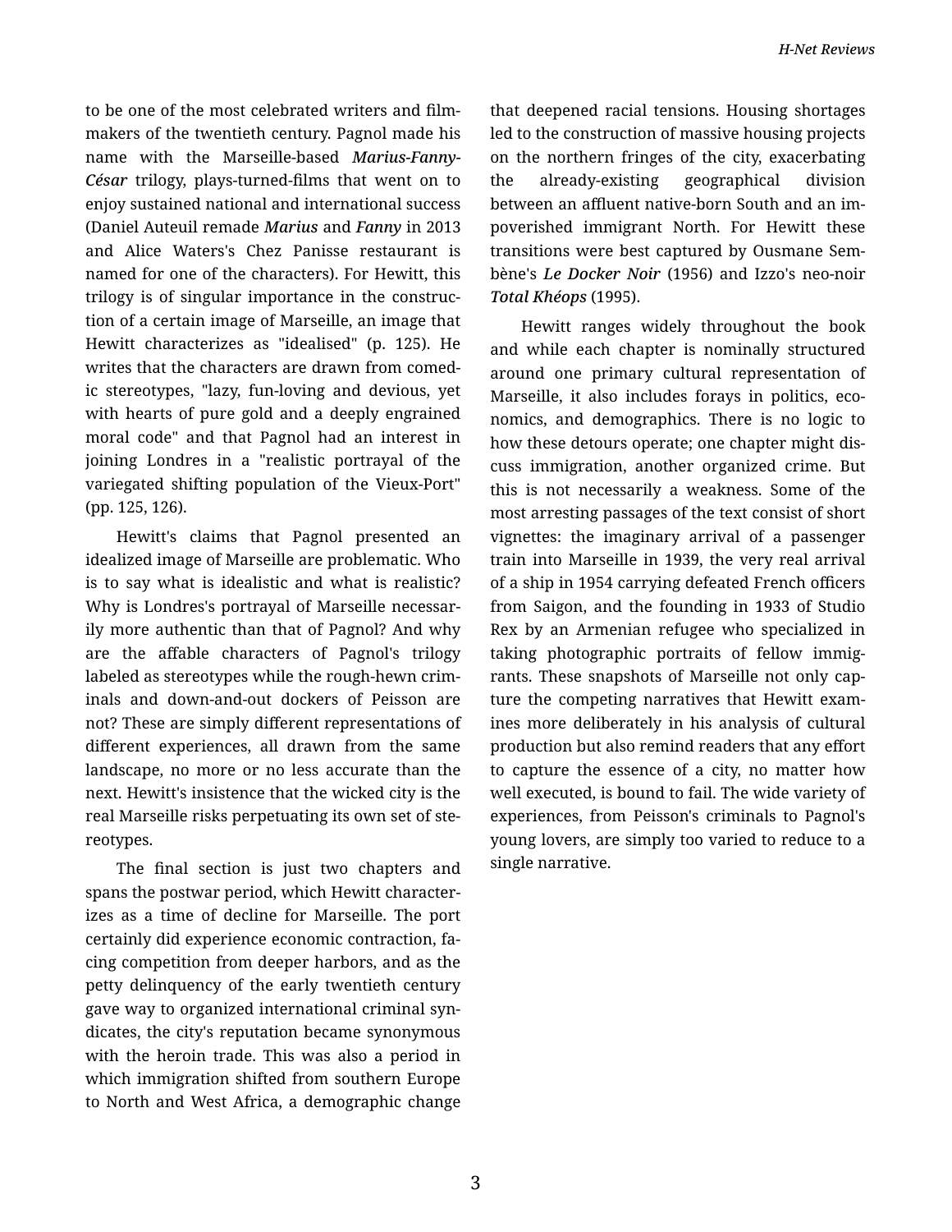to be one of the most celebrated writers and filmmakers of the twentieth century. Pagnol made his name with the Marseille-based *Marius-Fanny-César* trilogy, plays-turned-films that went on to enjoy sustained national and international success (Daniel Auteuil remade *Marius* and *Fanny* in 2013 and Alice Waters's Chez Panisse restaurant is named for one of the characters). For Hewitt, this trilogy is of singular importance in the construction of a certain image of Marseille, an image that Hewitt characterizes as "idealised" (p. 125). He writes that the characters are drawn from comedic stereotypes, "lazy, fun-loving and devious, yet with hearts of pure gold and a deeply engrained moral code" and that Pagnol had an interest in joining Londres in a "realistic portrayal of the variegated shifting population of the Vieux-Port" (pp. 125, 126).

Hewitt's claims that Pagnol presented an idealized image of Marseille are problematic. Who is to say what is idealistic and what is realistic? Why is Londres's portrayal of Marseille necessarily more authentic than that of Pagnol? And why are the affable characters of Pagnol's trilogy labeled as stereotypes while the rough-hewn criminals and down-and-out dockers of Peisson are not? These are simply different representations of different experiences, all drawn from the same landscape, no more or no less accurate than the next. Hewitt's insistence that the wicked city is the real Marseille risks perpetuating its own set of stereotypes.

The final section is just two chapters and spans the postwar period, which Hewitt characterizes as a time of decline for Marseille. The port certainly did experience economic contraction, facing competition from deeper harbors, and as the petty delinquency of the early twentieth century gave way to organized international criminal syndicates, the city's reputation became synonymous with the heroin trade. This was also a period in which immigration shifted from southern Europe to North and West Africa, a demographic change that deepened racial tensions. Housing shortages led to the construction of massive housing projects on the northern fringes of the city, exacerbating the already-existing geographical division between an affluent native-born South and an impoverished immigrant North. For Hewitt these transitions were best captured by Ousmane Sembène's *Le Docker Noir* (1956) and Izzo's neo-noir *Total Khéops* (1995).

Hewitt ranges widely throughout the book and while each chapter is nominally structured around one primary cultural representation of Marseille, it also includes forays in politics, economics, and demographics. There is no logic to how these detours operate; one chapter might discuss immigration, another organized crime. But this is not necessarily a weakness. Some of the most arresting passages of the text consist of short vignettes: the imaginary arrival of a passenger train into Marseille in 1939, the very real arrival of a ship in 1954 carrying defeated French officers from Saigon, and the founding in 1933 of Studio Rex by an Armenian refugee who specialized in taking photographic portraits of fellow immigrants. These snapshots of Marseille not only capture the competing narratives that Hewitt examines more deliberately in his analysis of cultural production but also remind readers that any effort to capture the essence of a city, no matter how well executed, is bound to fail. The wide variety of experiences, from Peisson's criminals to Pagnol's young lovers, are simply too varied to reduce to a single narrative.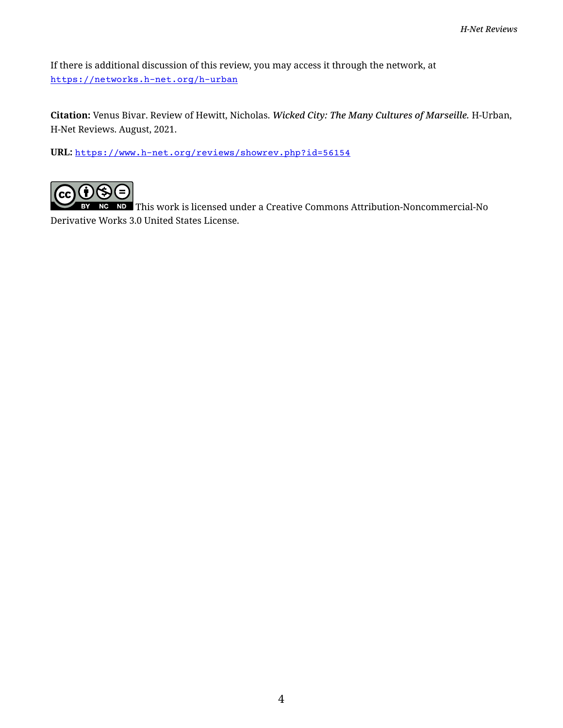If there is additional discussion of this review, you may access it through the network, at https://networks.h-net.org/h-urban

**Citation:** Venus Bivar. Review of Hewitt, Nicholas. *Wicked City: The Many Cultures of Marseille.* H-Urban, H-Net Reviews. August, 2021.

**URL:** https://www.h-net.org/reviews/showrev.php?id=56154

This work is licensed under a Creative Commons Attribution-Noncommercial-No Derivative Works 3.0 United States License.